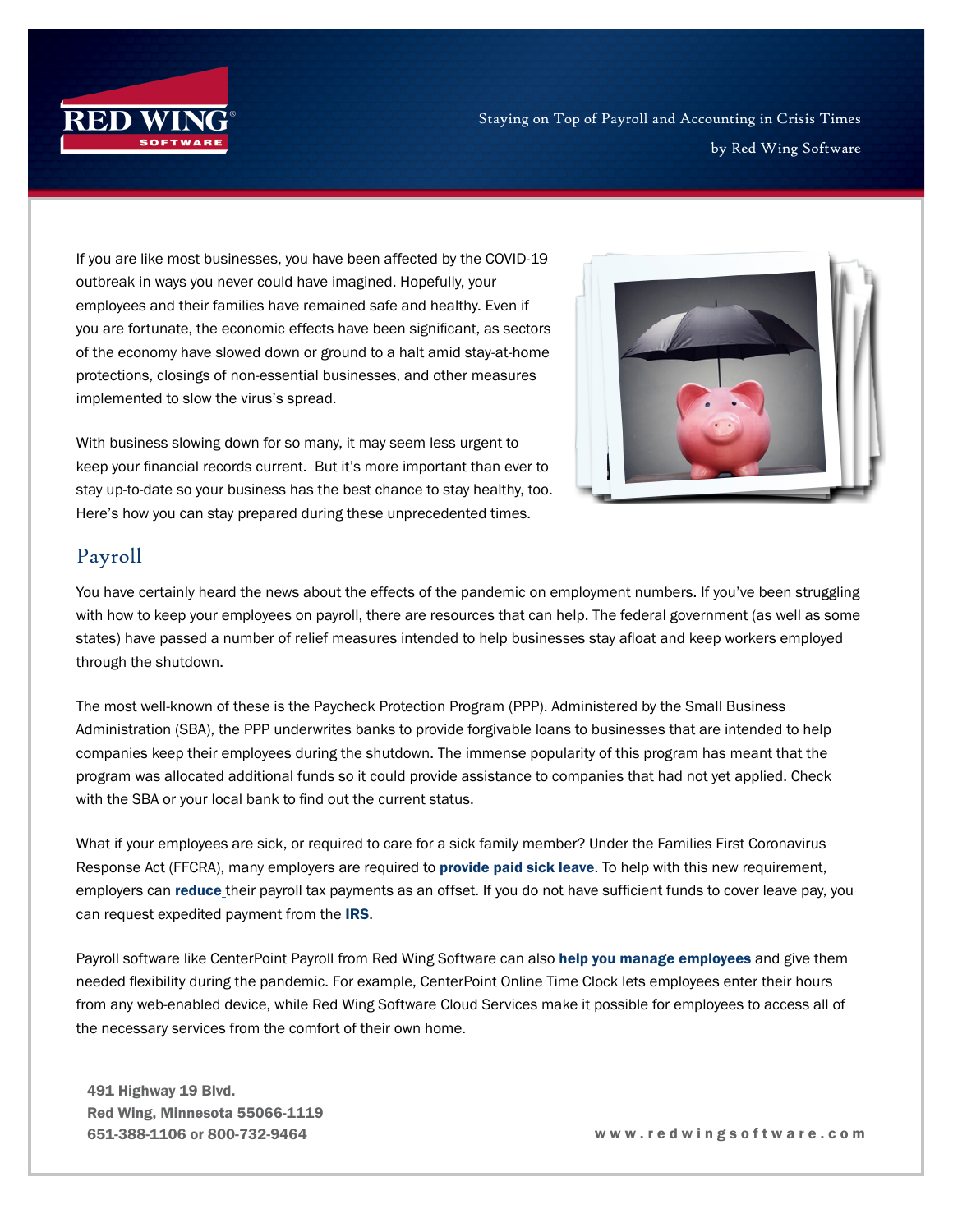# Staying on Top of Payroll and Accounting in Crisis Times

by Red Wing Software

If you are like most businesses, you have been affected by the COVID-19 outbreak in ways you never could have imagined. Hopefully, your employees and their families have remained safe and healthy. Even if you are fortunate, the economic effects have been significant, as sectors of the economy have slowed down or ground to a halt amid stay-at-home protections, closings of non-essential businesses, and other measures implemented to slow the virus's spread.

With business slowing down for so many, it may seem less urgent to keep your financial records current. But it's more important than ever to stay up-to-date so your business has the best chance to stay healthy, too. Here's how you can stay prepared during these unprecedented times.

## Payroll

You have certainly heard the news about the effects of the pandemic on employment numbers. If you've been struggling with how to keep your employees on payroll, there are resources that can help. The federal government (as well as some states) have passed a number of relief measures intended to help businesses stay afloat and keep workers employed through the shutdown.

The most well-known of these is the Paycheck Protection Program (PPP). Administered by the Small Business Administration (SBA), the PPP underwrites banks to provide forgivable loans to businesses that are intended to help companies keep their employees during the shutdown. The immense popularity of this program has meant that the program was allocated additional funds so it could provide assistance to companies that had not yet applied. Check with the SBA or your local bank to find out the current status.

What if your employees are sick, or required to care for a sick family member? Under the Families First Coronavirus Response Act (FFCRA), many employers are required to **provide paid sick leave**. To help with this new requirement, employers can **reduce** their payroll tax payments as an offset. If you do not have sufficient funds to cover leave pay, you can request expedited payment from the **IRS**.

Payroll software like CenterPoint Payroll from Red Wing Software can also **help you manage employees** and give them needed flexibility during the pandemic. For example, CenterPoint Online Time Clock lets employees enter their hours from any web-enabled device, while Red Wing Software Cloud Services make it possible for employees to access all of the necessary services from the comfort of their own home.

**491 Highway 19 Blvd.**
**Red Wing, Minnesota 55066-1119**
**651-388-1106 or 800-732-9464**

**www.redwingsoftware.com**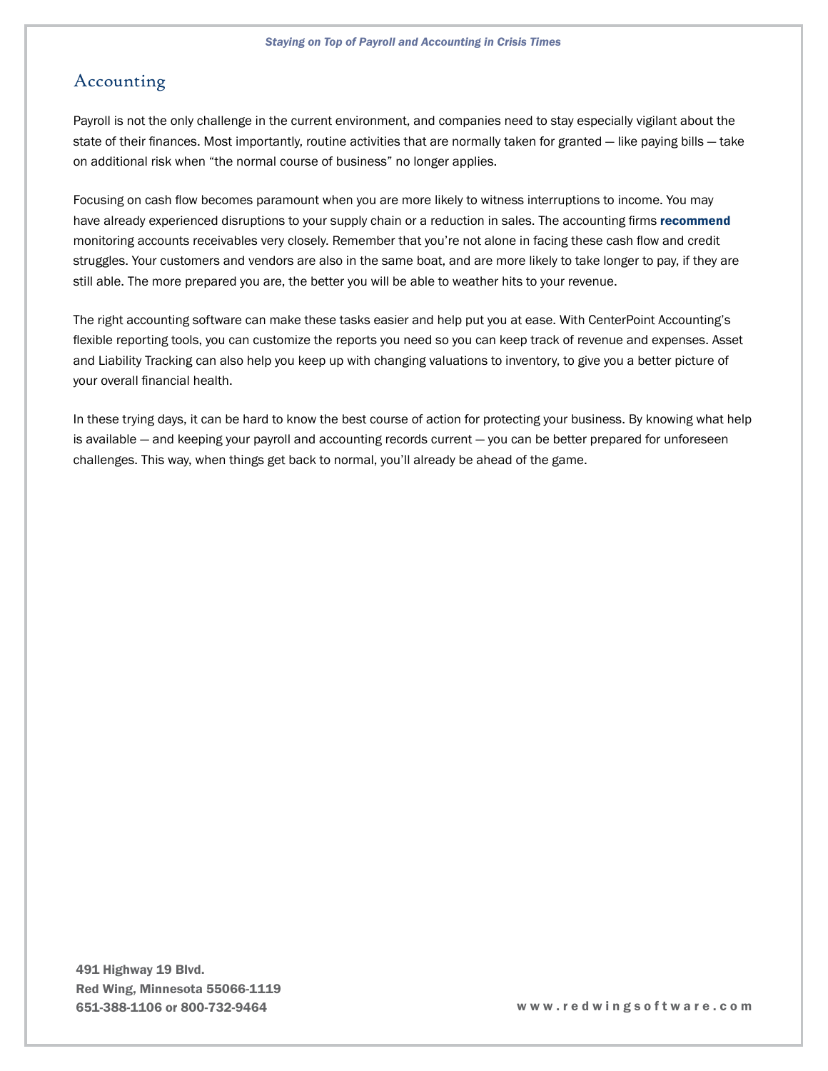## Accounting

Payroll is not the only challenge in the current environment, and companies need to stay especially vigilant about the state of their finances. Most importantly, routine activities that are normally taken for granted — like paying bills — take on additional risk when "the normal course of business" no longer applies.

Focusing on cash flow becomes paramount when you are more likely to witness interruptions to income. You may have already experienced disruptions to your supply chain or a reduction in sales. The accounting firms **recommend** monitoring accounts receivables very closely. Remember that you're not alone in facing these cash flow and credit struggles. Your customers and vendors are also in the same boat, and are more likely to take longer to pay, if they are still able. The more prepared you are, the better you will be able to weather hits to your revenue.

The right accounting software can make these tasks easier and help put you at ease. With CenterPoint Accounting's flexible reporting tools, you can customize the reports you need so you can keep track of revenue and expenses. Asset and Liability Tracking can also help you keep up with changing valuations to inventory, to give you a better picture of your overall financial health.

In these trying days, it can be hard to know the best course of action for protecting your business. By knowing what help is available — and keeping your payroll and accounting records current — you can be better prepared for unforeseen challenges. This way, when things get back to normal, you'll already be ahead of the game.

**491 Highway 19 Blvd.**
**Red Wing, Minnesota 55066-1119**
**651-388-1106 or 800-732-9464**

**www.redwingsoftware.com**